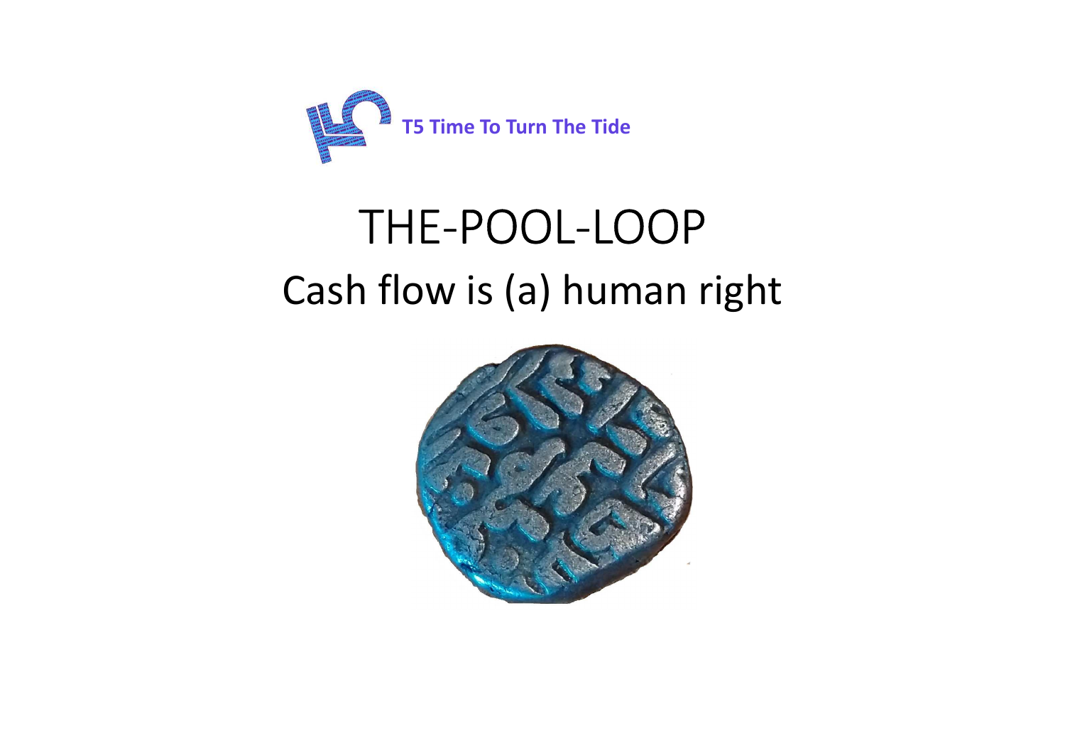**T5 Time To Turn The Tide**

# THE-POOL-LOOP

## Cash flow is (a) human right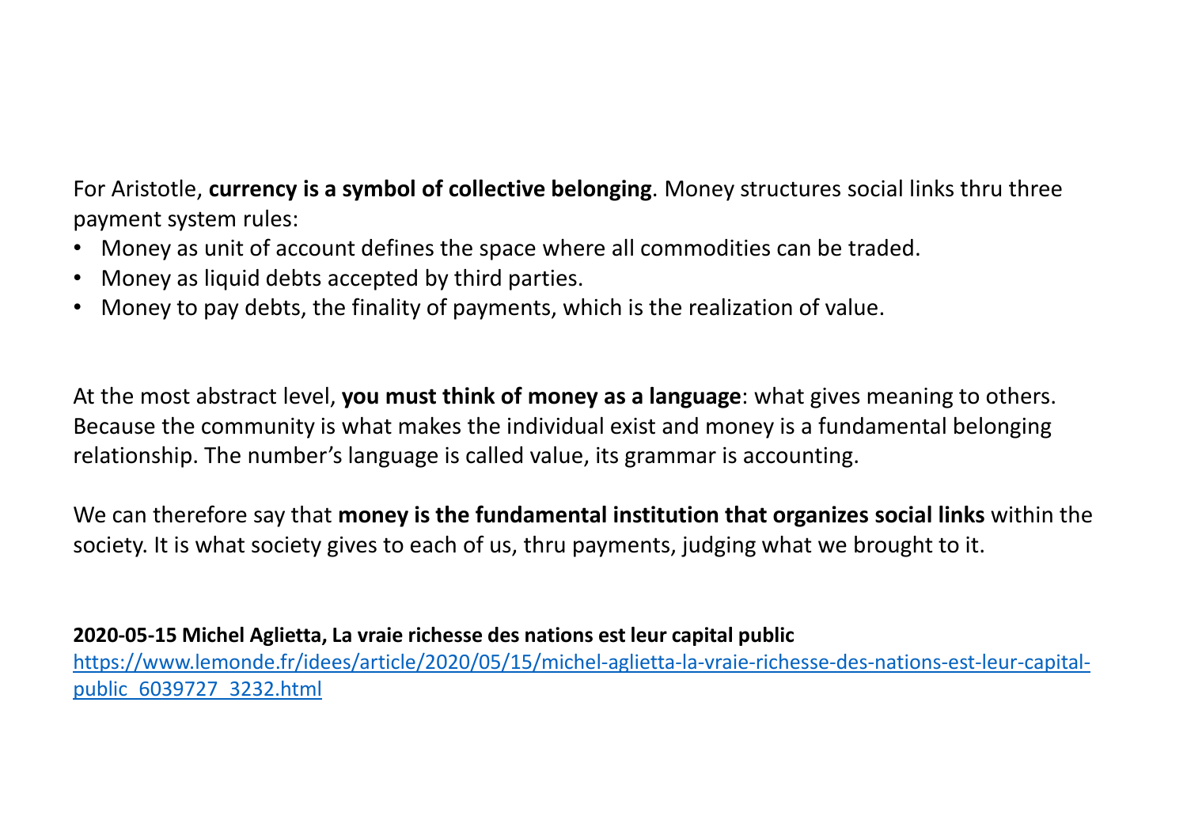For Aristotle, **currency is a symbol of collective belonging**. Money structures social links thru three payment system rules:

- Money as unit of account defines the space where all commodities can be traded.
- Money as liquid debts accepted by third parties.
- Money to pay debts, the finality of payments, which is the realization of value.

At the most abstract level, **you must think of money as a language**: what gives meaning to others. Because the community is what makes the individual exist and money is a fundamental belonging relationship. The number's language is called value, its grammar is accounting.

We can therefore say that **money is the fundamental institution that organizes social links** within the society. It is what society gives to each of us, thru payments, judging what we brought to it.

**2020-05-15 Michel Aglietta, La vraie richesse des nations est leur capital public**

[https://www.lemonde.fr/idees/article/2020/05/15/michel-aglietta-la-vraie-richesse-des-nations-est-leur-capital-public_6039727_3232.html](https://www.lemonde.fr/idees/article/2020/05/15/michel-aglietta-la-vraie-richesse-des-nations-est-leur-capital-public_6039727_3232.html)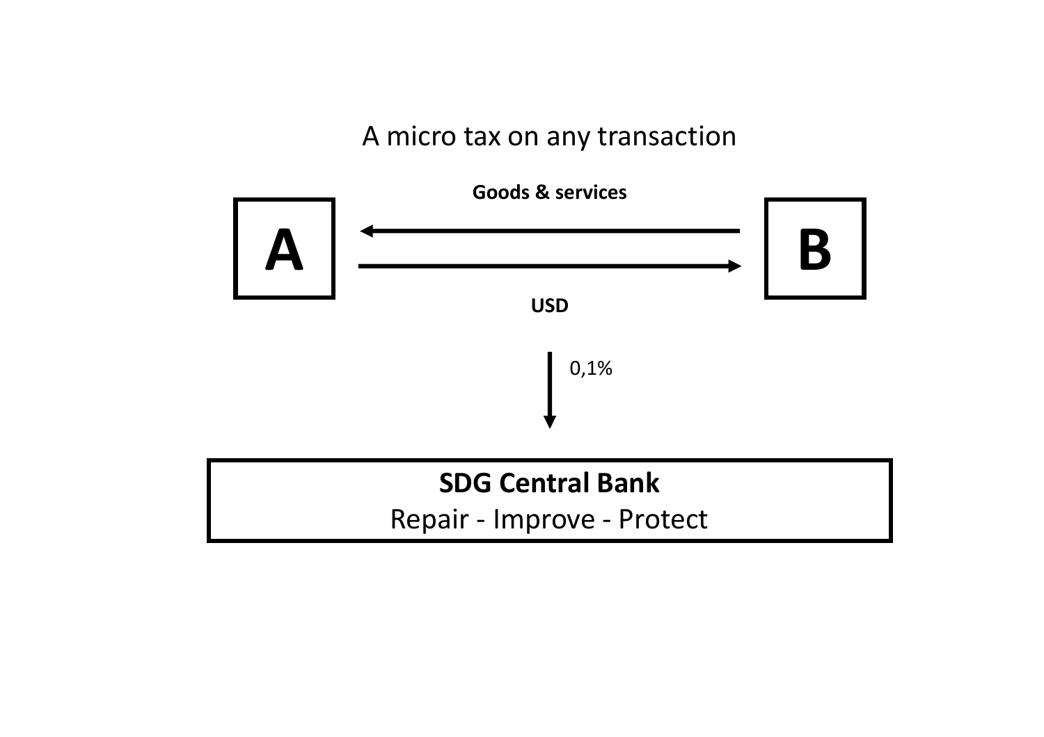A micro tax on any transaction

**Goods & services**

**A**

**B**

**USD**

0,1%

**SDG Central Bank**

Repair - Improve - Protect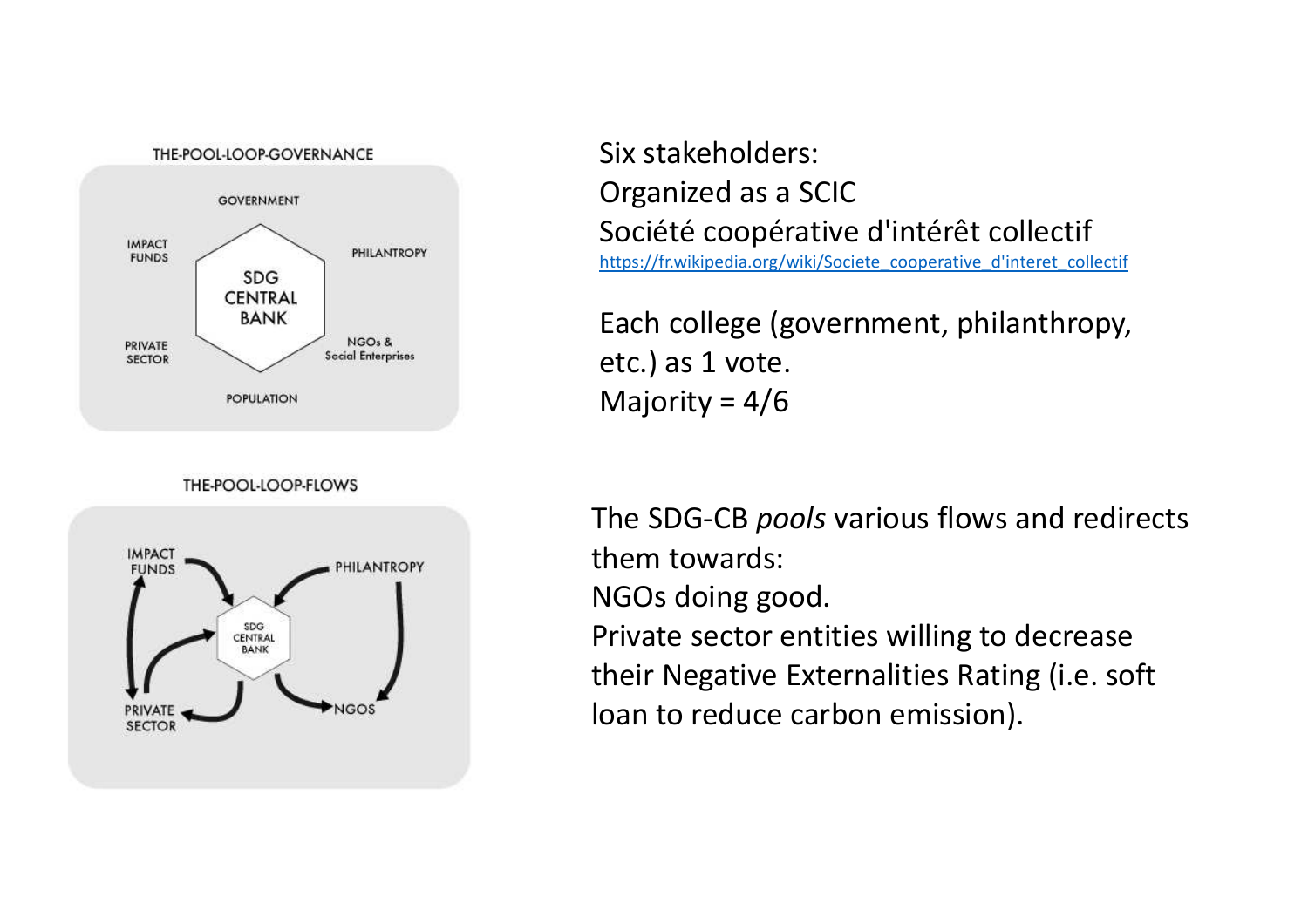THE-POOL-LOOP-GOVERNANCE

GOVERNMENT

IMPACT FUNDS

PHILANTROPY

SDG CENTRAL BANK

PRIVATE SECTOR

NGOs & Social Enterprises

POPULATION

Six stakeholders:
Organized as a SCIC
Société coopérative d'intérêt collectif
https://fr.wikipedia.org/wiki/Societe_cooperative_d'interet_collectif

Each college (government, philanthropy, etc.) as 1 vote.
Majority = 4/6

THE-POOL-LOOP-FLOWS

IMPACT FUNDS

PHILANTROPY

SDG CENTRAL BANK

PRIVATE SECTOR

NGOS

The SDG-CB *pools* various flows and redirects them towards:
NGOs doing good.
Private sector entities willing to decrease their Negative Externalities Rating (i.e. soft loan to reduce carbon emission).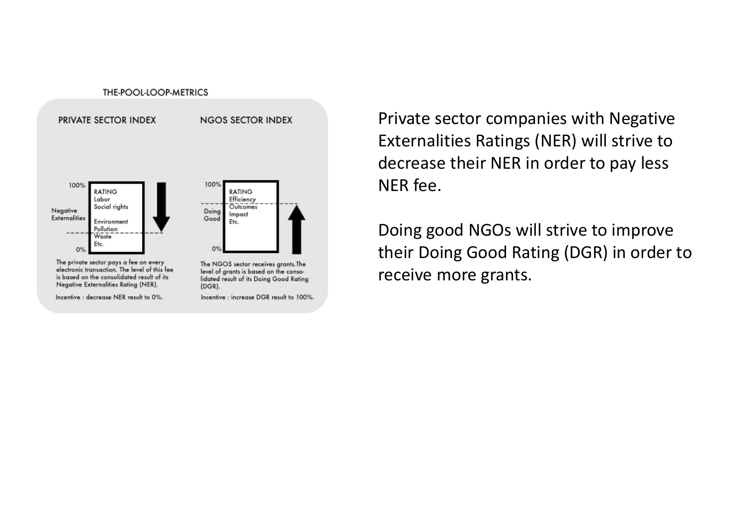THE-POOL-LOOP-METRICS

**PRIVATE SECTOR INDEX**

100%

Negative Externalities

RATING
Labor
Social rights
Environment
Pollution
Waste
Etc.

0%

The private sector pays a fee on every electronic transaction. The level of this fee is based on the consolidated result of its Negative Externalities Rating (NER).

Incentive : decrease NER result to 0%.

**NGOS SECTOR INDEX**

100%

Doing Good

RATING
Efficiency
Outcomes
Impact
Etc.

0%

The NGOS sector receives grants. The level of grants is based on the consolidated result of its Doing Good Rating (DGR).

Incentive : increase DGR result to 100%.

Private sector companies with Negative Externalities Ratings (NER) will strive to decrease their NER in order to pay less NER fee.

Doing good NGOs will strive to improve their Doing Good Rating (DGR) in order to receive more grants.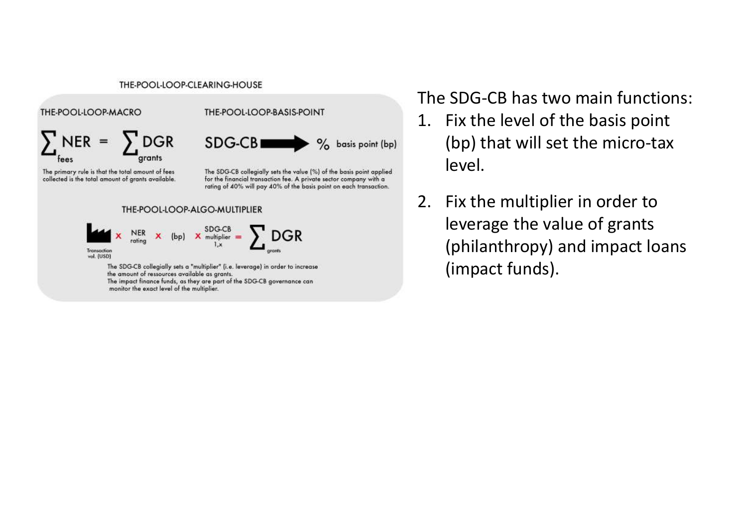### THE-POOL-LOOP-CLEARING-HOUSE

**THE-POOL-LOOP-MACRO**

$$\sum_{fees} NER = \sum_{grants} DGR$$

The primary rule is that the total amount of fees collected is the total amount of grants available.

**THE-POOL-LOOP-BASIS-POINT**

SDG-CB → % basis point (bp)

The SDG-CB collegially sets the value (%) of the basis point applied for the financial transaction fee. A private sector company with a rating of 40% will pay 40% of the basis point on each transaction.

**THE-POOL-LOOP-ALGO-MULTIPLIER**

$$\text{Transaction vol. (USD)} \times \text{NER rating} \times (bp) \times \text{SDG-CB multiplier } 1,x = \sum_{grants} DGR$$

The SDG-CB collegially sets a "multiplier" (i.e. leverage) in order to increase the amount of ressources available as grants.
The impact finance funds, as they are part of the SDG-CB governance can monitor the exact level of the multiplier.

The SDG-CB has two main functions:

1. Fix the level of the basis point (bp) that will set the micro-tax level.
2. Fix the multiplier in order to leverage the value of grants (philanthropy) and impact loans (impact funds).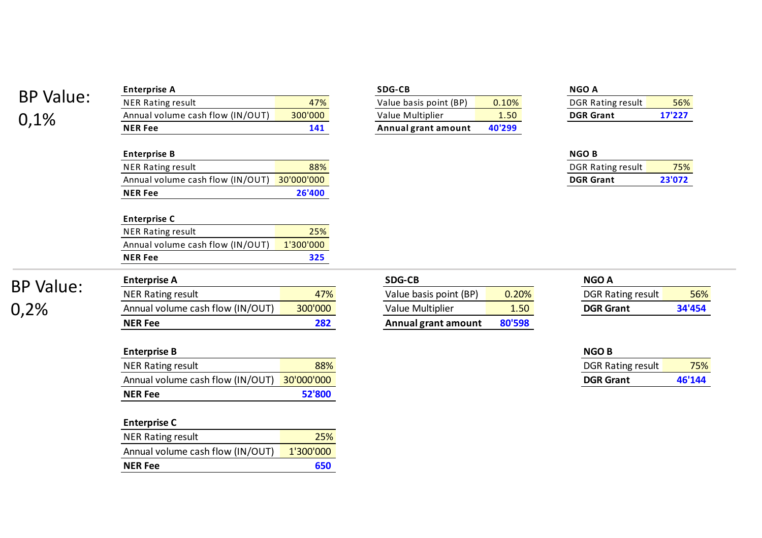## BP Value: 0,1%

**Enterprise A**

| | |
|---|---|
| NER Rating result | 47% |
| Annual volume cash flow (IN/OUT) | 300'000 |
| **NER Fee** | **141** |

**Enterprise B**

| | |
|---|---|
| NER Rating result | 88% |
| Annual volume cash flow (IN/OUT) | 30'000'000 |
| **NER Fee** | **26'400** |

**Enterprise C**

| | |
|---|---|
| NER Rating result | 25% |
| Annual volume cash flow (IN/OUT) | 1'300'000 |
| **NER Fee** | **325** |

**SDG-CB**

| | |
|---|---|
| Value basis point (BP) | 0.10% |
| Value Multiplier | 1.50 |
| **Annual grant amount** | **40'299** |

**NGO A**

| | |
|---|---|
| DGR Rating result | 56% |
| **DGR Grant** | **17'227** |

**NGO B**

| | |
|---|---|
| DGR Rating result | 75% |
| **DGR Grant** | **23'072** |

## BP Value: 0,2%

**Enterprise A**

| | |
|---|---|
| NER Rating result | 47% |
| Annual volume cash flow (IN/OUT) | 300'000 |
| **NER Fee** | **282** |

**Enterprise B**

| | |
|---|---|
| NER Rating result | 88% |
| Annual volume cash flow (IN/OUT) | 30'000'000 |
| **NER Fee** | **52'800** |

**Enterprise C**

| | |
|---|---|
| NER Rating result | 25% |
| Annual volume cash flow (IN/OUT) | 1'300'000 |
| **NER Fee** | **650** |

**SDG-CB**

| | |
|---|---|
| Value basis point (BP) | 0.20% |
| Value Multiplier | 1.50 |
| **Annual grant amount** | **80'598** |

**NGO A**

| | |
|---|---|
| DGR Rating result | 56% |
| **DGR Grant** | **34'454** |

**NGO B**

| | |
|---|---|
| DGR Rating result | 75% |
| **DGR Grant** | **46'144** |